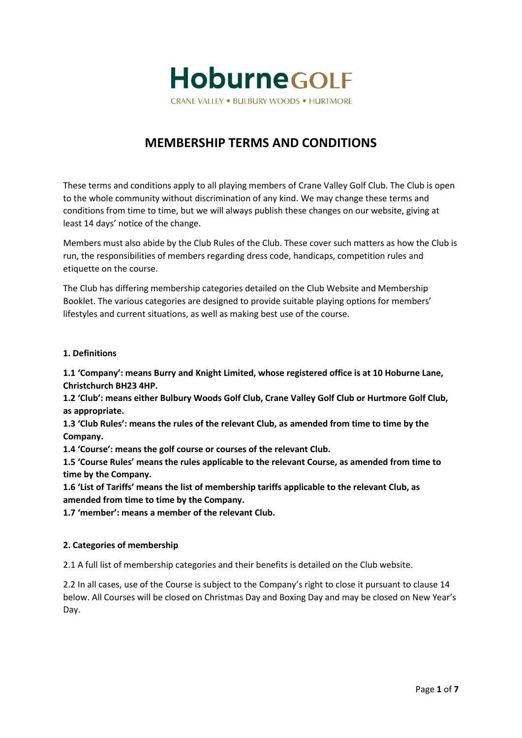**HoburneGOLF**

CRANE VALLEY • BULBURY WOODS • HURTMORE

# MEMBERSHIP TERMS AND CONDITIONS

These terms and conditions apply to all playing members of Crane Valley Golf Club. The Club is open to the whole community without discrimination of any kind. We may change these terms and conditions from time to time, but we will always publish these changes on our website, giving at least 14 days' notice of the change.

Members must also abide by the Club Rules of the Club. These cover such matters as how the Club is run, the responsibilities of members regarding dress code, handicaps, competition rules and etiquette on the course.

The Club has differing membership categories detailed on the Club Website and Membership Booklet. The various categories are designed to provide suitable playing options for members' lifestyles and current situations, as well as making best use of the course.

## 1. Definitions

**1.1 'Company': means Burry and Knight Limited, whose registered office is at 10 Hoburne Lane, Christchurch BH23 4HP.**
**1.2 'Club': means either Bulbury Woods Golf Club, Crane Valley Golf Club or Hurtmore Golf Club, as appropriate.**
**1.3 'Club Rules': means the rules of the relevant Club, as amended from time to time by the Company.**
**1.4 'Course': means the golf course or courses of the relevant Club.**
**1.5 'Course Rules' means the rules applicable to the relevant Course, as amended from time to time by the Company.**
**1.6 'List of Tariffs' means the list of membership tariffs applicable to the relevant Club, as amended from time to time by the Company.**
**1.7 'member': means a member of the relevant Club.**

## 2. Categories of membership

2.1 A full list of membership categories and their benefits is detailed on the Club website.

2.2 In all cases, use of the Course is subject to the Company's right to close it pursuant to clause 14 below. All Courses will be closed on Christmas Day and Boxing Day and may be closed on New Year's Day.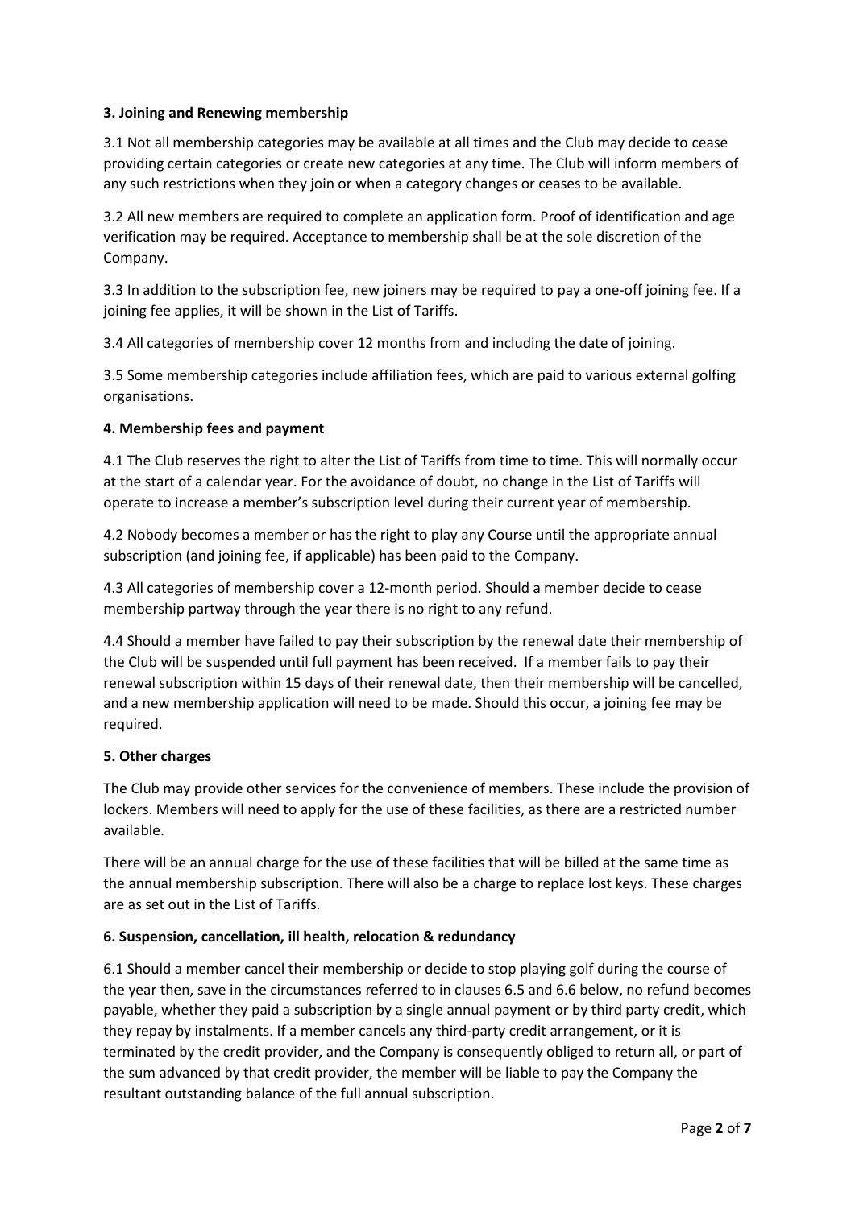### 3. Joining and Renewing membership

3.1 Not all membership categories may be available at all times and the Club may decide to cease providing certain categories or create new categories at any time. The Club will inform members of any such restrictions when they join or when a category changes or ceases to be available.

3.2 All new members are required to complete an application form. Proof of identification and age verification may be required. Acceptance to membership shall be at the sole discretion of the Company.

3.3 In addition to the subscription fee, new joiners may be required to pay a one-off joining fee. If a joining fee applies, it will be shown in the List of Tariffs.

3.4 All categories of membership cover 12 months from and including the date of joining.

3.5 Some membership categories include affiliation fees, which are paid to various external golfing organisations.

### 4. Membership fees and payment

4.1 The Club reserves the right to alter the List of Tariffs from time to time. This will normally occur at the start of a calendar year. For the avoidance of doubt, no change in the List of Tariffs will operate to increase a member's subscription level during their current year of membership.

4.2 Nobody becomes a member or has the right to play any Course until the appropriate annual subscription (and joining fee, if applicable) has been paid to the Company.

4.3 All categories of membership cover a 12-month period. Should a member decide to cease membership partway through the year there is no right to any refund.

4.4 Should a member have failed to pay their subscription by the renewal date their membership of the Club will be suspended until full payment has been received. If a member fails to pay their renewal subscription within 15 days of their renewal date, then their membership will be cancelled, and a new membership application will need to be made. Should this occur, a joining fee may be required.

### 5. Other charges

The Club may provide other services for the convenience of members. These include the provision of lockers. Members will need to apply for the use of these facilities, as there are a restricted number available.

There will be an annual charge for the use of these facilities that will be billed at the same time as the annual membership subscription. There will also be a charge to replace lost keys. These charges are as set out in the List of Tariffs.

### 6. Suspension, cancellation, ill health, relocation & redundancy

6.1 Should a member cancel their membership or decide to stop playing golf during the course of the year then, save in the circumstances referred to in clauses 6.5 and 6.6 below, no refund becomes payable, whether they paid a subscription by a single annual payment or by third party credit, which they repay by instalments. If a member cancels any third-party credit arrangement, or it is terminated by the credit provider, and the Company is consequently obliged to return all, or part of the sum advanced by that credit provider, the member will be liable to pay the Company the resultant outstanding balance of the full annual subscription.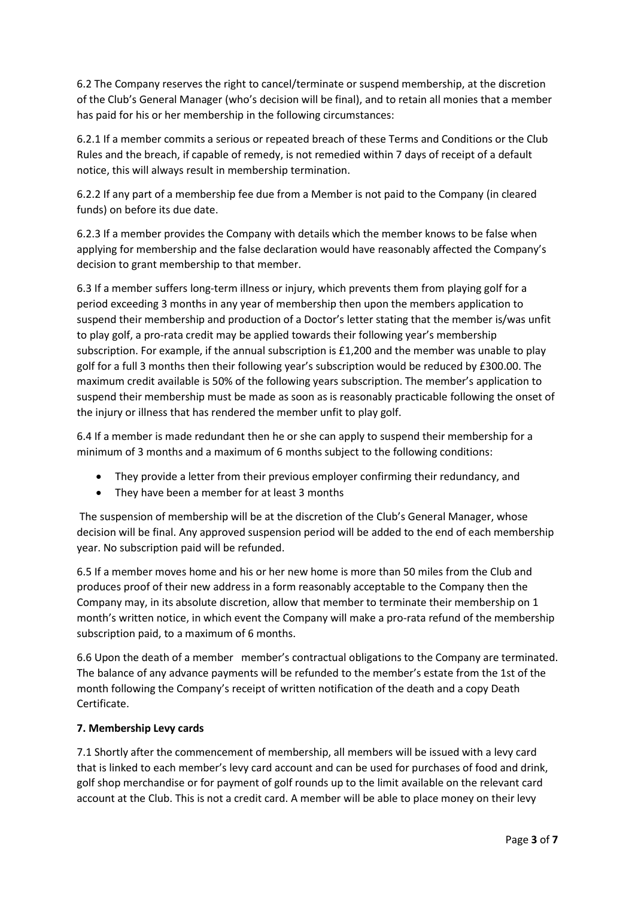6.2 The Company reserves the right to cancel/terminate or suspend membership, at the discretion of the Club's General Manager (who's decision will be final), and to retain all monies that a member has paid for his or her membership in the following circumstances:

6.2.1 If a member commits a serious or repeated breach of these Terms and Conditions or the Club Rules and the breach, if capable of remedy, is not remedied within 7 days of receipt of a default notice, this will always result in membership termination.

6.2.2 If any part of a membership fee due from a Member is not paid to the Company (in cleared funds) on before its due date.

6.2.3 If a member provides the Company with details which the member knows to be false when applying for membership and the false declaration would have reasonably affected the Company's decision to grant membership to that member.

6.3 If a member suffers long-term illness or injury, which prevents them from playing golf for a period exceeding 3 months in any year of membership then upon the members application to suspend their membership and production of a Doctor's letter stating that the member is/was unfit to play golf, a pro-rata credit may be applied towards their following year's membership subscription. For example, if the annual subscription is £1,200 and the member was unable to play golf for a full 3 months then their following year's subscription would be reduced by £300.00. The maximum credit available is 50% of the following years subscription. The member's application to suspend their membership must be made as soon as is reasonably practicable following the onset of the injury or illness that has rendered the member unfit to play golf.

6.4 If a member is made redundant then he or she can apply to suspend their membership for a minimum of 3 months and a maximum of 6 months subject to the following conditions:

- They provide a letter from their previous employer confirming their redundancy, and
- They have been a member for at least 3 months

The suspension of membership will be at the discretion of the Club's General Manager, whose decision will be final. Any approved suspension period will be added to the end of each membership year. No subscription paid will be refunded.

6.5 If a member moves home and his or her new home is more than 50 miles from the Club and produces proof of their new address in a form reasonably acceptable to the Company then the Company may, in its absolute discretion, allow that member to terminate their membership on 1 month's written notice, in which event the Company will make a pro-rata refund of the membership subscription paid, to a maximum of 6 months.

6.6 Upon the death of a member member's contractual obligations to the Company are terminated. The balance of any advance payments will be refunded to the member's estate from the 1st of the month following the Company's receipt of written notification of the death and a copy Death Certificate.

**7. Membership Levy cards**

7.1 Shortly after the commencement of membership, all members will be issued with a levy card that is linked to each member's levy card account and can be used for purchases of food and drink, golf shop merchandise or for payment of golf rounds up to the limit available on the relevant card account at the Club. This is not a credit card. A member will be able to place money on their levy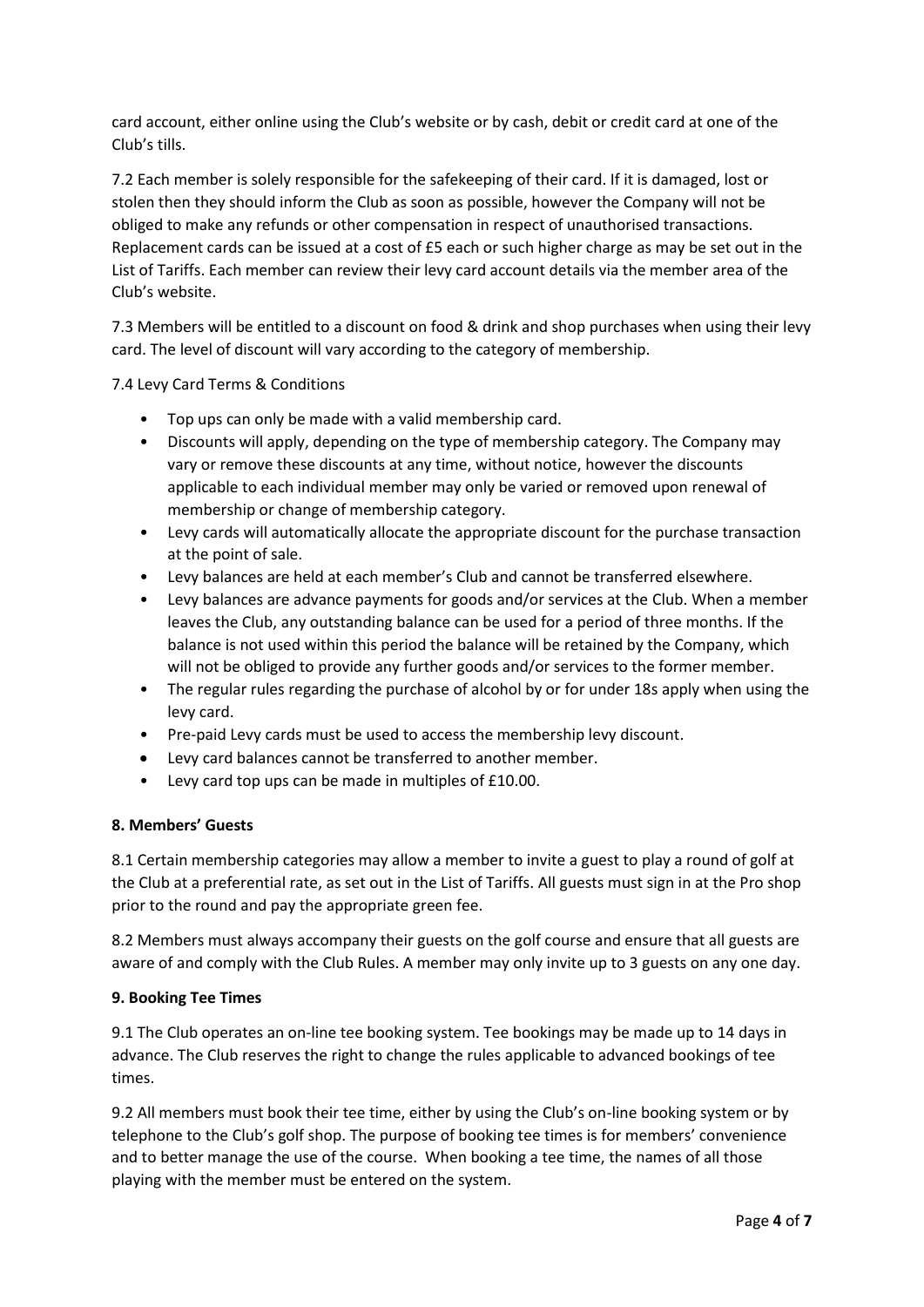card account, either online using the Club's website or by cash, debit or credit card at one of the Club's tills.

7.2 Each member is solely responsible for the safekeeping of their card. If it is damaged, lost or stolen then they should inform the Club as soon as possible, however the Company will not be obliged to make any refunds or other compensation in respect of unauthorised transactions. Replacement cards can be issued at a cost of £5 each or such higher charge as may be set out in the List of Tariffs. Each member can review their levy card account details via the member area of the Club's website.

7.3 Members will be entitled to a discount on food & drink and shop purchases when using their levy card. The level of discount will vary according to the category of membership.

7.4 Levy Card Terms & Conditions

- Top ups can only be made with a valid membership card.
- Discounts will apply, depending on the type of membership category. The Company may vary or remove these discounts at any time, without notice, however the discounts applicable to each individual member may only be varied or removed upon renewal of membership or change of membership category.
- Levy cards will automatically allocate the appropriate discount for the purchase transaction at the point of sale.
- Levy balances are held at each member's Club and cannot be transferred elsewhere.
- Levy balances are advance payments for goods and/or services at the Club. When a member leaves the Club, any outstanding balance can be used for a period of three months. If the balance is not used within this period the balance will be retained by the Company, which will not be obliged to provide any further goods and/or services to the former member.
- The regular rules regarding the purchase of alcohol by or for under 18s apply when using the levy card.
- Pre-paid Levy cards must be used to access the membership levy discount.
- Levy card balances cannot be transferred to another member.
- Levy card top ups can be made in multiples of £10.00.

### 8. Members' Guests

8.1 Certain membership categories may allow a member to invite a guest to play a round of golf at the Club at a preferential rate, as set out in the List of Tariffs. All guests must sign in at the Pro shop prior to the round and pay the appropriate green fee.

8.2 Members must always accompany their guests on the golf course and ensure that all guests are aware of and comply with the Club Rules. A member may only invite up to 3 guests on any one day.

### 9. Booking Tee Times

9.1 The Club operates an on-line tee booking system. Tee bookings may be made up to 14 days in advance. The Club reserves the right to change the rules applicable to advanced bookings of tee times.

9.2 All members must book their tee time, either by using the Club's on-line booking system or by telephone to the Club's golf shop. The purpose of booking tee times is for members' convenience and to better manage the use of the course. When booking a tee time, the names of all those playing with the member must be entered on the system.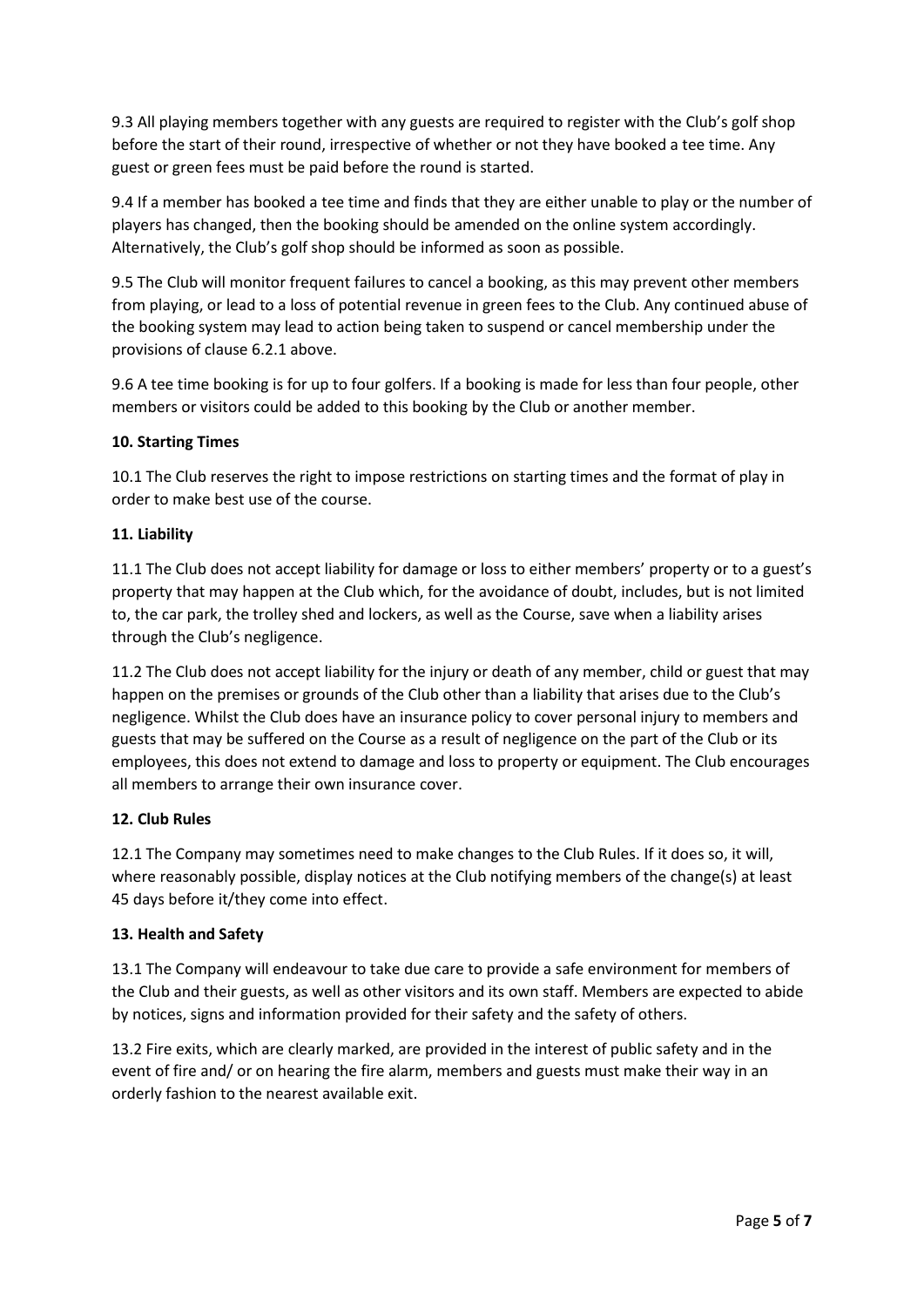9.3 All playing members together with any guests are required to register with the Club's golf shop before the start of their round, irrespective of whether or not they have booked a tee time. Any guest or green fees must be paid before the round is started.

9.4 If a member has booked a tee time and finds that they are either unable to play or the number of players has changed, then the booking should be amended on the online system accordingly. Alternatively, the Club's golf shop should be informed as soon as possible.

9.5 The Club will monitor frequent failures to cancel a booking, as this may prevent other members from playing, or lead to a loss of potential revenue in green fees to the Club. Any continued abuse of the booking system may lead to action being taken to suspend or cancel membership under the provisions of clause 6.2.1 above.

9.6 A tee time booking is for up to four golfers. If a booking is made for less than four people, other members or visitors could be added to this booking by the Club or another member.

**10. Starting Times**

10.1 The Club reserves the right to impose restrictions on starting times and the format of play in order to make best use of the course.

**11. Liability**

11.1 The Club does not accept liability for damage or loss to either members' property or to a guest's property that may happen at the Club which, for the avoidance of doubt, includes, but is not limited to, the car park, the trolley shed and lockers, as well as the Course, save when a liability arises through the Club's negligence.

11.2 The Club does not accept liability for the injury or death of any member, child or guest that may happen on the premises or grounds of the Club other than a liability that arises due to the Club's negligence. Whilst the Club does have an insurance policy to cover personal injury to members and guests that may be suffered on the Course as a result of negligence on the part of the Club or its employees, this does not extend to damage and loss to property or equipment. The Club encourages all members to arrange their own insurance cover.

**12. Club Rules**

12.1 The Company may sometimes need to make changes to the Club Rules. If it does so, it will, where reasonably possible, display notices at the Club notifying members of the change(s) at least 45 days before it/they come into effect.

**13. Health and Safety**

13.1 The Company will endeavour to take due care to provide a safe environment for members of the Club and their guests, as well as other visitors and its own staff. Members are expected to abide by notices, signs and information provided for their safety and the safety of others.

13.2 Fire exits, which are clearly marked, are provided in the interest of public safety and in the event of fire and/ or on hearing the fire alarm, members and guests must make their way in an orderly fashion to the nearest available exit.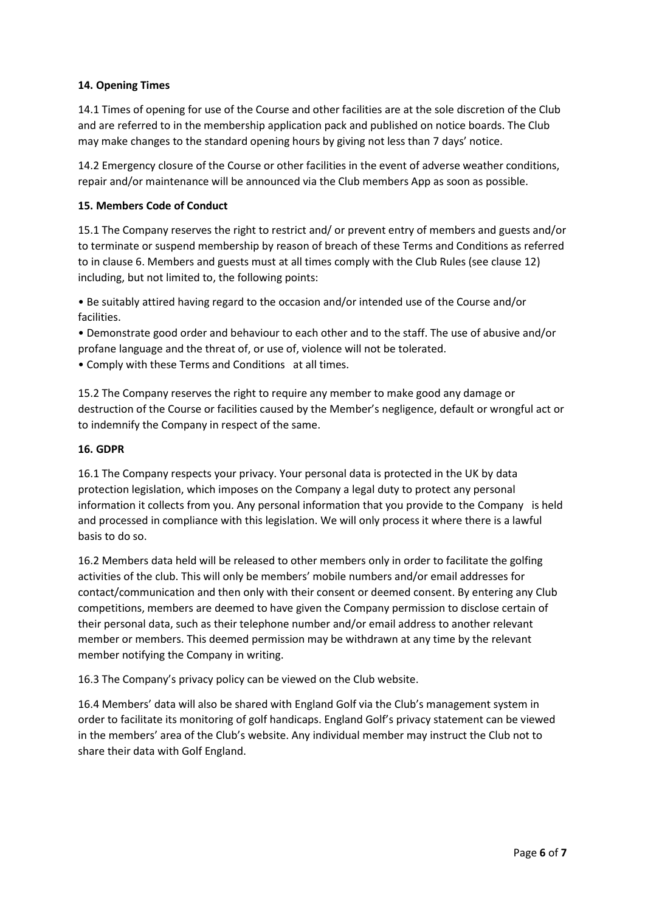**14. Opening Times**

14.1 Times of opening for use of the Course and other facilities are at the sole discretion of the Club and are referred to in the membership application pack and published on notice boards. The Club may make changes to the standard opening hours by giving not less than 7 days' notice.

14.2 Emergency closure of the Course or other facilities in the event of adverse weather conditions, repair and/or maintenance will be announced via the Club members App as soon as possible.

**15. Members Code of Conduct**

15.1 The Company reserves the right to restrict and/ or prevent entry of members and guests and/or to terminate or suspend membership by reason of breach of these Terms and Conditions as referred to in clause 6. Members and guests must at all times comply with the Club Rules (see clause 12) including, but not limited to, the following points:

- Be suitably attired having regard to the occasion and/or intended use of the Course and/or facilities.
- Demonstrate good order and behaviour to each other and to the staff. The use of abusive and/or profane language and the threat of, or use of, violence will not be tolerated.
- Comply with these Terms and Conditions at all times.

15.2 The Company reserves the right to require any member to make good any damage or destruction of the Course or facilities caused by the Member's negligence, default or wrongful act or to indemnify the Company in respect of the same.

**16. GDPR**

16.1 The Company respects your privacy. Your personal data is protected in the UK by data protection legislation, which imposes on the Company a legal duty to protect any personal information it collects from you. Any personal information that you provide to the Company is held and processed in compliance with this legislation. We will only process it where there is a lawful basis to do so.

16.2 Members data held will be released to other members only in order to facilitate the golfing activities of the club. This will only be members' mobile numbers and/or email addresses for contact/communication and then only with their consent or deemed consent. By entering any Club competitions, members are deemed to have given the Company permission to disclose certain of their personal data, such as their telephone number and/or email address to another relevant member or members. This deemed permission may be withdrawn at any time by the relevant member notifying the Company in writing.

16.3 The Company's privacy policy can be viewed on the Club website.

16.4 Members' data will also be shared with England Golf via the Club's management system in order to facilitate its monitoring of golf handicaps. England Golf's privacy statement can be viewed in the members' area of the Club's website. Any individual member may instruct the Club not to share their data with Golf England.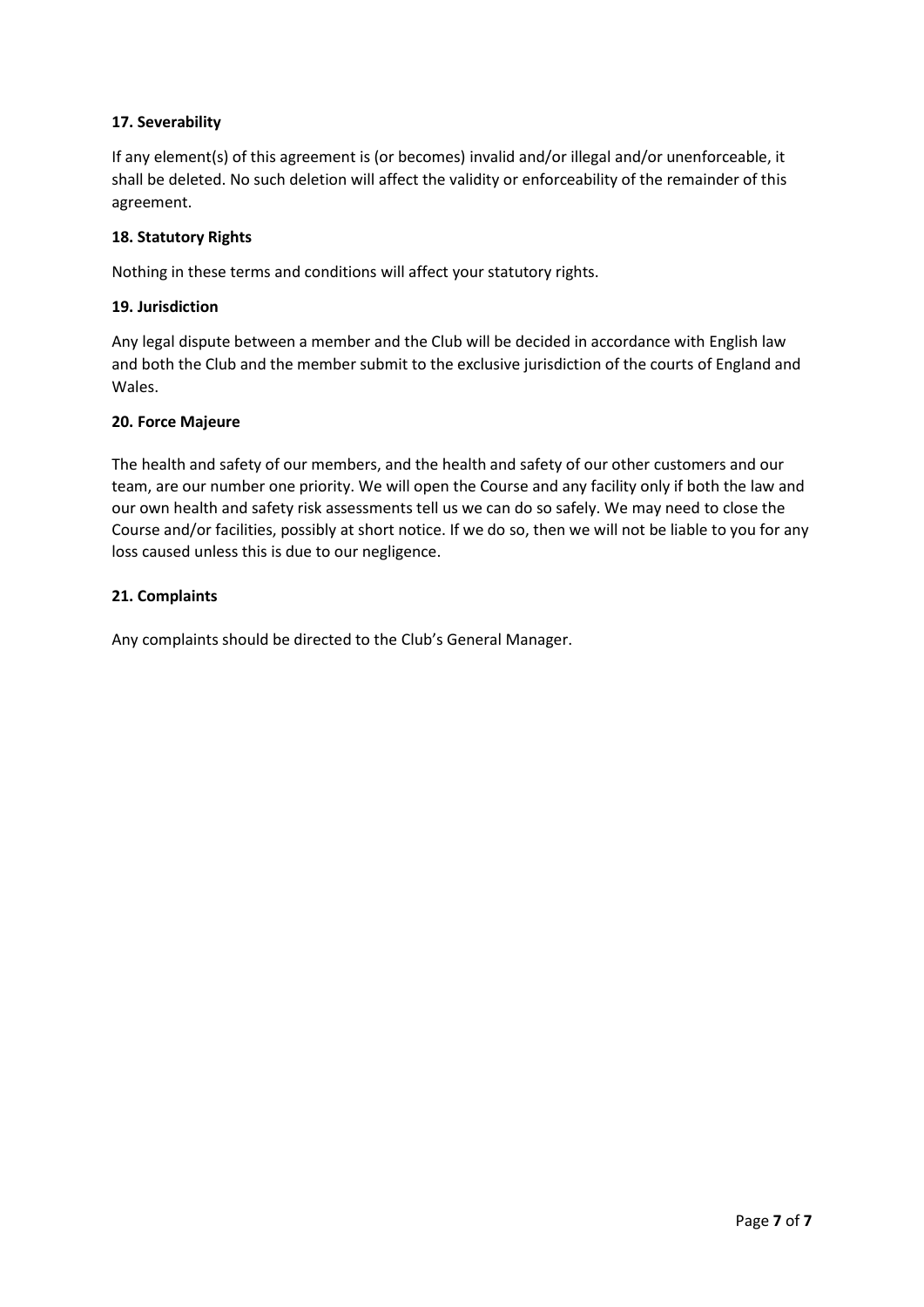**17. Severability**

If any element(s) of this agreement is (or becomes) invalid and/or illegal and/or unenforceable, it shall be deleted. No such deletion will affect the validity or enforceability of the remainder of this agreement.

**18. Statutory Rights**

Nothing in these terms and conditions will affect your statutory rights.

**19. Jurisdiction**

Any legal dispute between a member and the Club will be decided in accordance with English law and both the Club and the member submit to the exclusive jurisdiction of the courts of England and Wales.

**20. Force Majeure**

The health and safety of our members, and the health and safety of our other customers and our team, are our number one priority. We will open the Course and any facility only if both the law and our own health and safety risk assessments tell us we can do so safely. We may need to close the Course and/or facilities, possibly at short notice. If we do so, then we will not be liable to you for any loss caused unless this is due to our negligence.

**21. Complaints**

Any complaints should be directed to the Club's General Manager.